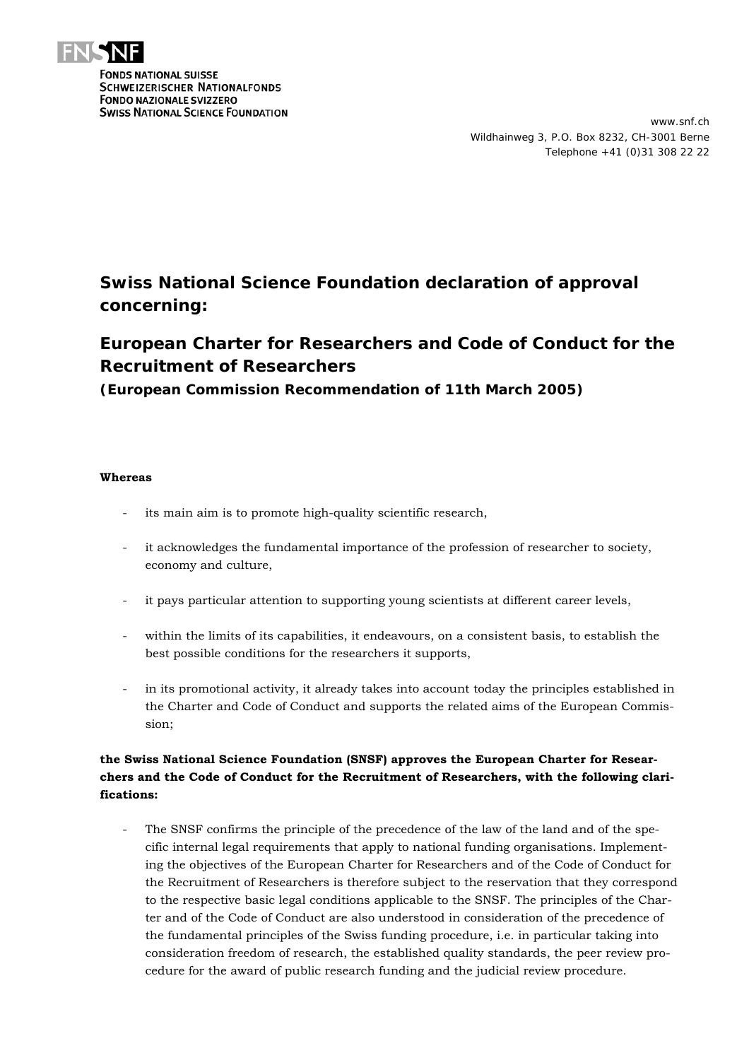FONDS NATIONAL SUISSE
SCHWEIZERISCHER NATIONALFONDS
FONDO NAZIONALE SVIZZERO
SWISS NATIONAL SCIENCE FOUNDATION

www.snf.ch
Wildhainweg 3, P.O. Box 8232, CH-3001 Berne
Telephone +41 (0)31 308 22 22

# Swiss National Science Foundation declaration of approval concerning:

# European Charter for Researchers and Code of Conduct for the Recruitment of Researchers

**(European Commission Recommendation of 11th March 2005)**

**Whereas**

- its main aim is to promote high-quality scientific research,
- it acknowledges the fundamental importance of the profession of researcher to society, economy and culture,
- it pays particular attention to supporting young scientists at different career levels,
- within the limits of its capabilities, it endeavours, on a consistent basis, to establish the best possible conditions for the researchers it supports,
- in its promotional activity, it already takes into account today the principles established in the Charter and Code of Conduct and supports the related aims of the European Commission;

**the Swiss National Science Foundation (SNSF) approves the European Charter for Researchers and the Code of Conduct for the Recruitment of Researchers, with the following clarifications:**

- The SNSF confirms the principle of the precedence of the law of the land and of the specific internal legal requirements that apply to national funding organisations. Implementing the objectives of the European Charter for Researchers and of the Code of Conduct for the Recruitment of Researchers is therefore subject to the reservation that they correspond to the respective basic legal conditions applicable to the SNSF. The principles of the Charter and of the Code of Conduct are also understood in consideration of the precedence of the fundamental principles of the Swiss funding procedure, i.e. in particular taking into consideration freedom of research, the established quality standards, the peer review procedure for the award of public research funding and the judicial review procedure.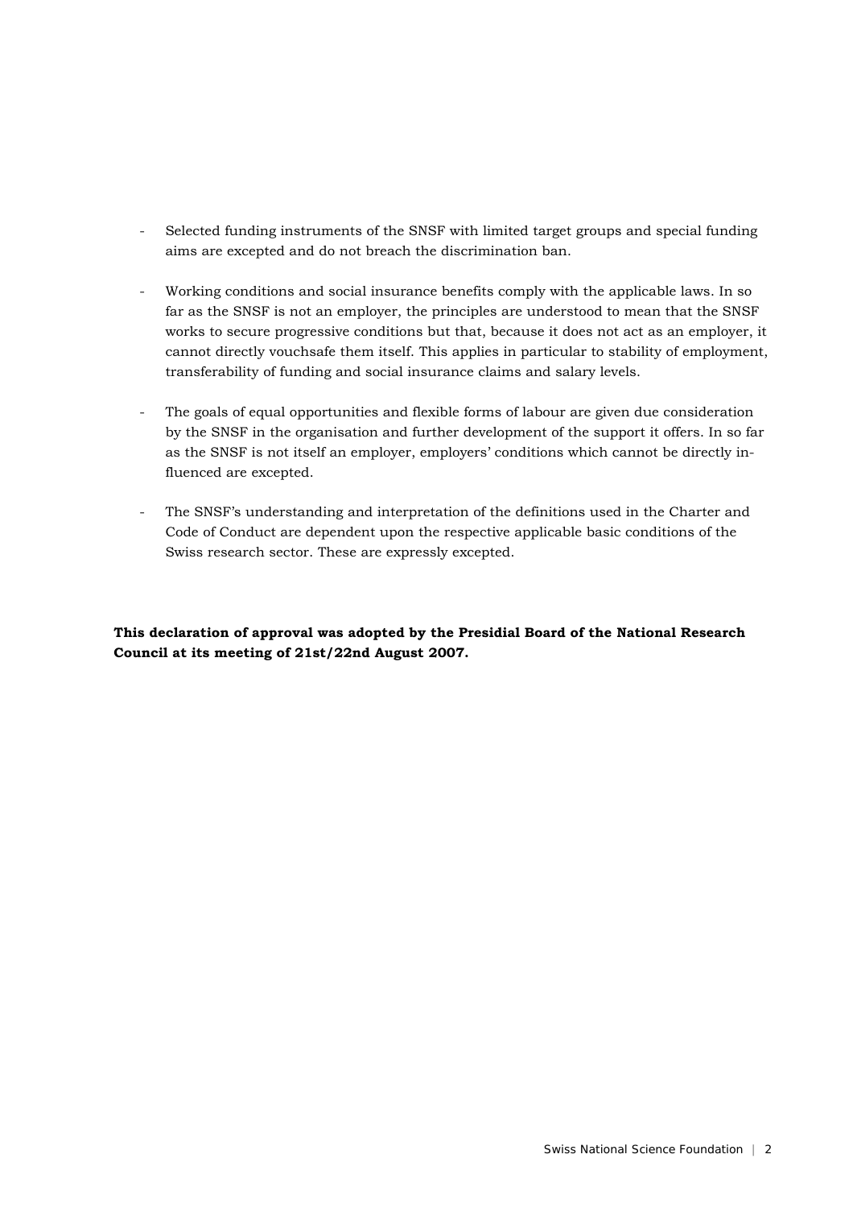- Selected funding instruments of the SNSF with limited target groups and special funding aims are excepted and do not breach the discrimination ban.

- Working conditions and social insurance benefits comply with the applicable laws. In so far as the SNSF is not an employer, the principles are understood to mean that the SNSF works to secure progressive conditions but that, because it does not act as an employer, it cannot directly vouchsafe them itself. This applies in particular to stability of employment, transferability of funding and social insurance claims and salary levels.

- The goals of equal opportunities and flexible forms of labour are given due consideration by the SNSF in the organisation and further development of the support it offers. In so far as the SNSF is not itself an employer, employers' conditions which cannot be directly influenced are excepted.

- The SNSF's understanding and interpretation of the definitions used in the Charter and Code of Conduct are dependent upon the respective applicable basic conditions of the Swiss research sector. These are expressly excepted.

**This declaration of approval was adopted by the Presidial Board of the National Research Council at its meeting of 21st/22nd August 2007.**